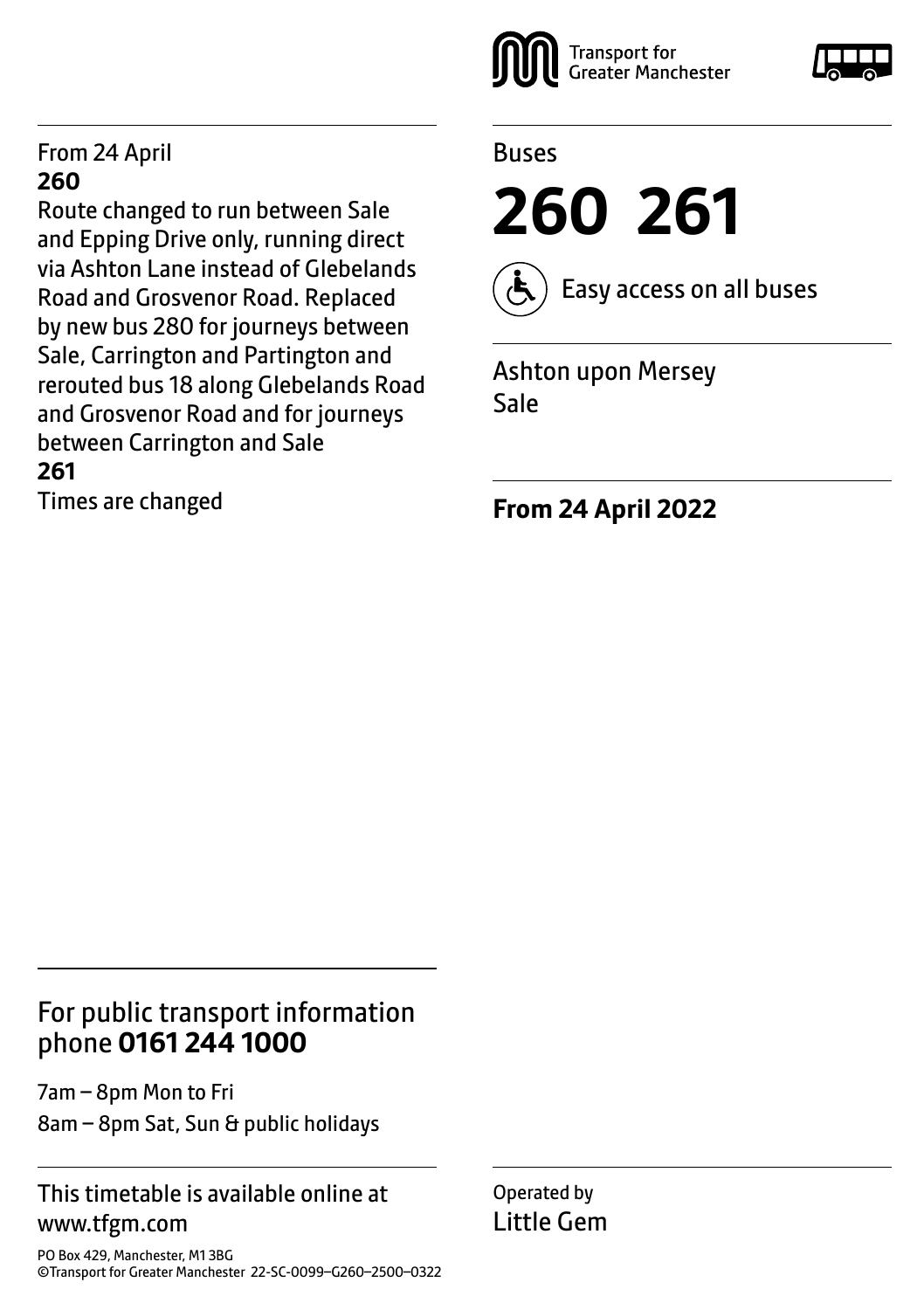Transport for Greater Manchester

Buses

# 260 261

Easy access on all buses

Ashton upon Mersey
Sale

**From 24 April 2022**

From 24 April
**260**
Route changed to run between Sale and Epping Drive only, running direct via Ashton Lane instead of Glebelands Road and Grosvenor Road. Replaced by new bus 280 for journeys between Sale, Carrington and Partington and rerouted bus 18 along Glebelands Road and Grosvenor Road and for journeys between Carrington and Sale
**261**
Times are changed

## For public transport information phone **0161 244 1000**

7am – 8pm Mon to Fri
8am – 8pm Sat, Sun & public holidays

This timetable is available online at www.tfgm.com

PO Box 429, Manchester, M1 3BG
©Transport for Greater Manchester 22-SC-0099–G260–2500–0322

Operated by
Little Gem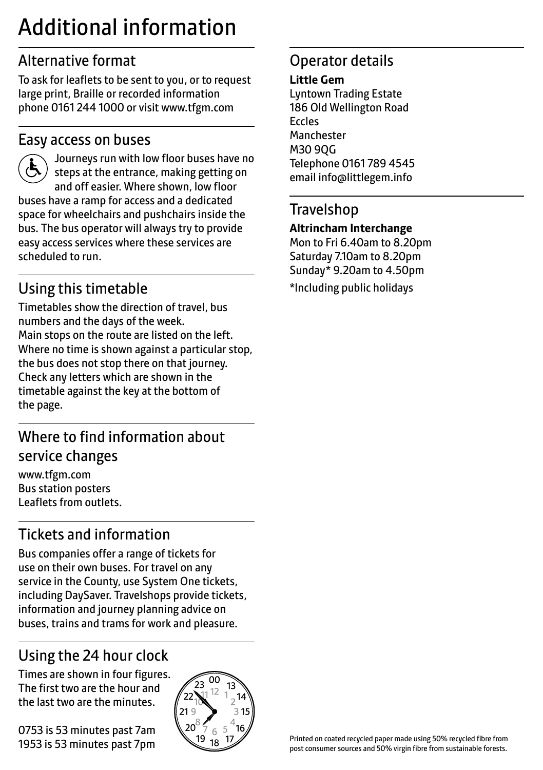# Additional information

## Alternative format

To ask for leaflets to be sent to you, or to request large print, Braille or recorded information phone 0161 244 1000 or visit www.tfgm.com

## Easy access on buses

Journeys run with low floor buses have no steps at the entrance, making getting on and off easier. Where shown, low floor buses have a ramp for access and a dedicated space for wheelchairs and pushchairs inside the bus. The bus operator will always try to provide easy access services where these services are scheduled to run.

## Using this timetable

Timetables show the direction of travel, bus numbers and the days of the week.
Main stops on the route are listed on the left. Where no time is shown against a particular stop, the bus does not stop there on that journey. Check any letters which are shown in the timetable against the key at the bottom of the page.

## Where to find information about service changes

www.tfgm.com
Bus station posters
Leaflets from outlets.

## Tickets and information

Bus companies offer a range of tickets for use on their own buses. For travel on any service in the County, use System One tickets, including DaySaver. Travelshops provide tickets, information and journey planning advice on buses, trains and trams for work and pleasure.

## Using the 24 hour clock

Times are shown in four figures. The first two are the hour and the last two are the minutes.

0753 is 53 minutes past 7am
1953 is 53 minutes past 7pm

## Operator details

**Little Gem**
Lyntown Trading Estate
186 Old Wellington Road
Eccles
Manchester
M30 9QG
Telephone 0161 789 4545
email info@littlegem.info

## Travelshop

**Altrincham Interchange**
Mon to Fri 6.40am to 8.20pm
Saturday 7.10am to 8.20pm
Sunday* 9.20am to 4.50pm

*Including public holidays

Printed on coated recycled paper made using 50% recycled fibre from post consumer sources and 50% virgin fibre from sustainable forests.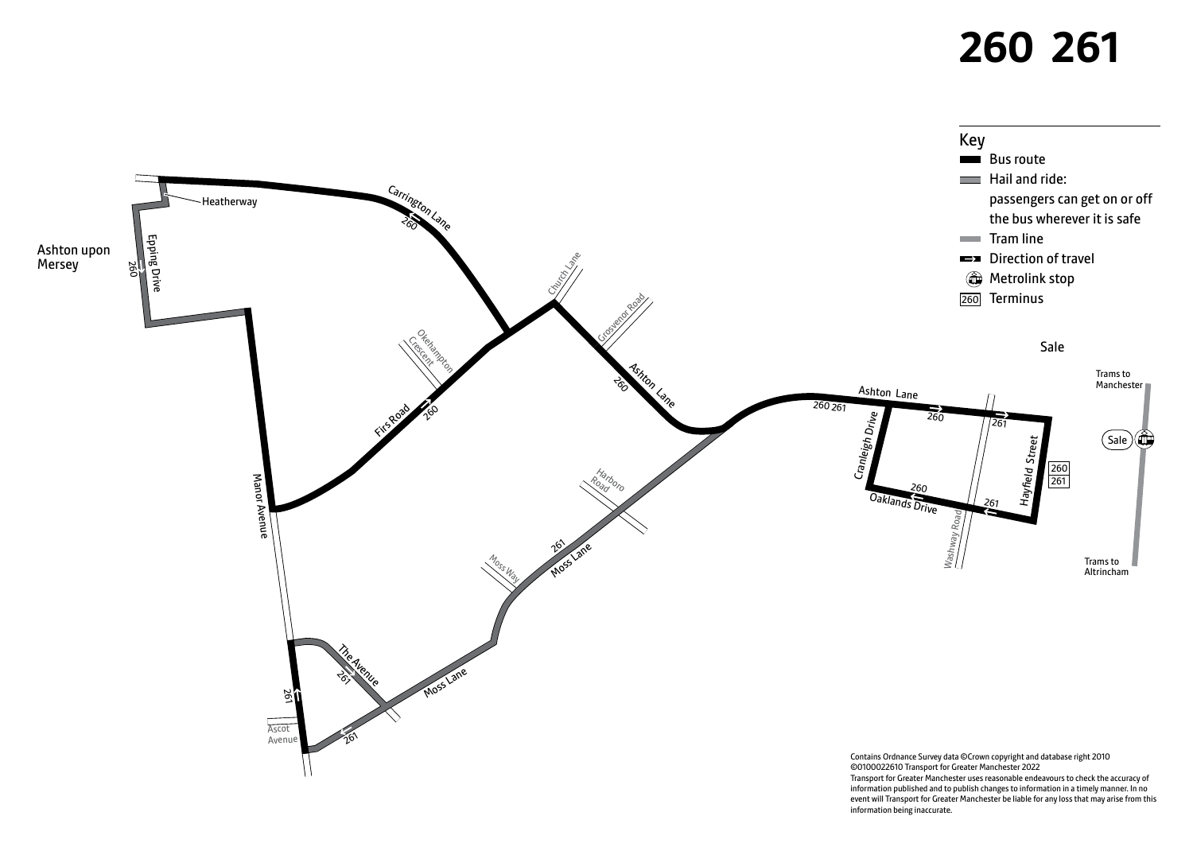# 260 261

## Key

- Bus route
- Hail and ride: passengers can get on or off the bus wherever it is safe
- Tram line
- Direction of travel
- Metrolink stop
- 260 Terminus

Ashton upon Mersey

Heatherway

Epping Drive

260

Carrington Lane

260

Church Lane

Grosvenor Road

Okehampton Crescent

Firs Road

260

Ashton Lane

260

Manor Avenue

Harboro Road

Moss Way

261

Moss Lane

The Avenue

261

Moss Lane

261

261

Ascot Avenue

Sale

Ashton Lane

260 261

260

261

Cranleigh Drive

260

Oaklands Drive

261

Washway Road

Hayfield Street

260

261

Trams to Manchester

Sale

Trams to Altrincham

Contains Ordnance Survey data ©Crown copyright and database right 2010
©0100022610 Transport for Greater Manchester 2022
Transport for Greater Manchester uses reasonable endeavours to check the accuracy of information published and to publish changes to information in a timely manner. In no event will Transport for Greater Manchester be liable for any loss that may arise from this information being inaccurate.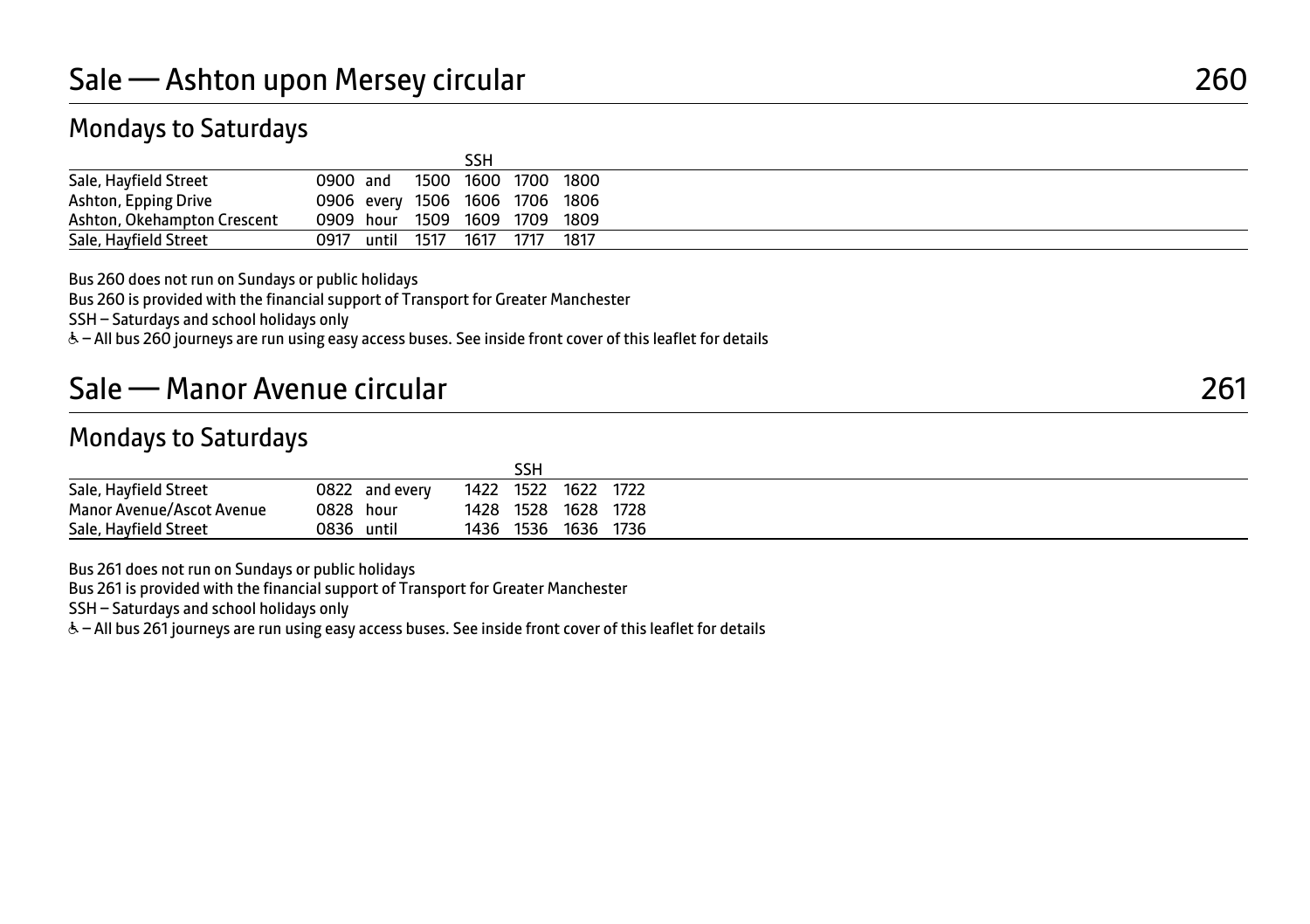# Sale — Ashton upon Mersey circular 260

## Mondays to Saturdays

| | | | | SSH | | |
|---|---|---|---|---|---|---|
| Sale, Hayfield Street | 0900 | and | 1500 | 1600 | 1700 | 1800 |
| Ashton, Epping Drive | 0906 | every | 1506 | 1606 | 1706 | 1806 |
| Ashton, Okehampton Crescent | 0909 | hour | 1509 | 1609 | 1709 | 1809 |
| Sale, Hayfield Street | 0917 | until | 1517 | 1617 | 1717 | 1817 |

Bus 260 does not run on Sundays or public holidays

Bus 260 is provided with the financial support of Transport for Greater Manchester

SSH – Saturdays and school holidays only

♿ – All bus 260 journeys are run using easy access buses. See inside front cover of this leaflet for details

# Sale — Manor Avenue circular 261

## Mondays to Saturdays

| | | | | SSH | | |
|---|---|---|---|---|---|---|
| Sale, Hayfield Street | 0822 | and every | 1422 | 1522 | 1622 | 1722 |
| Manor Avenue/Ascot Avenue | 0828 | hour | 1428 | 1528 | 1628 | 1728 |
| Sale, Hayfield Street | 0836 | until | 1436 | 1536 | 1636 | 1736 |

Bus 261 does not run on Sundays or public holidays

Bus 261 is provided with the financial support of Transport for Greater Manchester

SSH – Saturdays and school holidays only

♿ – All bus 261 journeys are run using easy access buses. See inside front cover of this leaflet for details